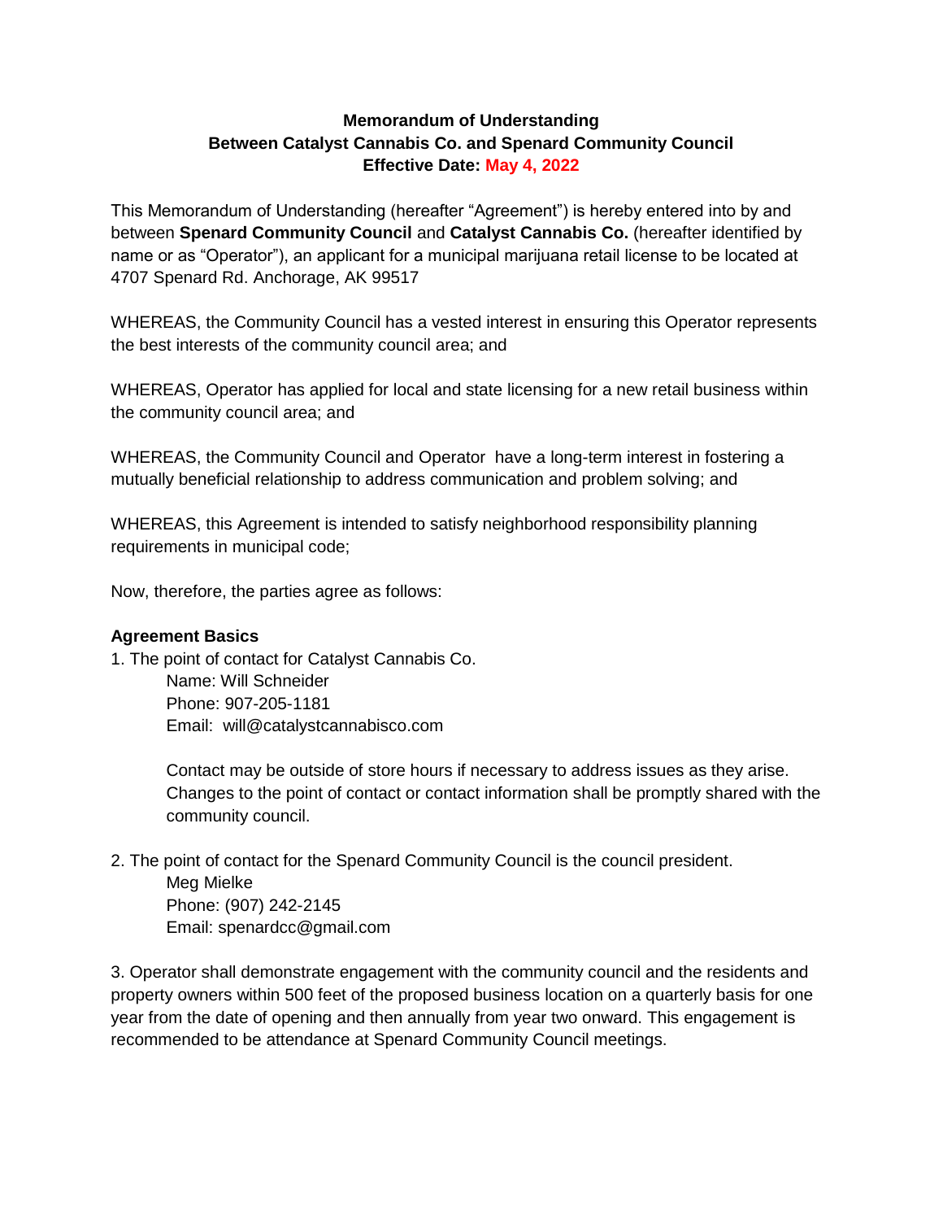**Memorandum of Understanding**
**Between Catalyst Cannabis Co. and Spenard Community Council**
**Effective Date: May 4, 2022**

This Memorandum of Understanding (hereafter "Agreement") is hereby entered into by and between **Spenard Community Council** and **Catalyst Cannabis Co.** (hereafter identified by name or as "Operator"), an applicant for a municipal marijuana retail license to be located at 4707 Spenard Rd. Anchorage, AK 99517

WHEREAS, the Community Council has a vested interest in ensuring this Operator represents the best interests of the community council area; and

WHEREAS, Operator has applied for local and state licensing for a new retail business within the community council area; and

WHEREAS, the Community Council and Operator have a long-term interest in fostering a mutually beneficial relationship to address communication and problem solving; and

WHEREAS, this Agreement is intended to satisfy neighborhood responsibility planning requirements in municipal code;

Now, therefore, the parties agree as follows:

**Agreement Basics**

1. The point of contact for Catalyst Cannabis Co.

   Name: Will Schneider
   Phone: 907-205-1181
   Email: will@catalystcannabisco.com

   Contact may be outside of store hours if necessary to address issues as they arise. Changes to the point of contact or contact information shall be promptly shared with the community council.

2. The point of contact for the Spenard Community Council is the council president.

   Meg Mielke
   Phone: (907) 242-2145
   Email: spenardcc@gmail.com

3. Operator shall demonstrate engagement with the community council and the residents and property owners within 500 feet of the proposed business location on a quarterly basis for one year from the date of opening and then annually from year two onward. This engagement is recommended to be attendance at Spenard Community Council meetings.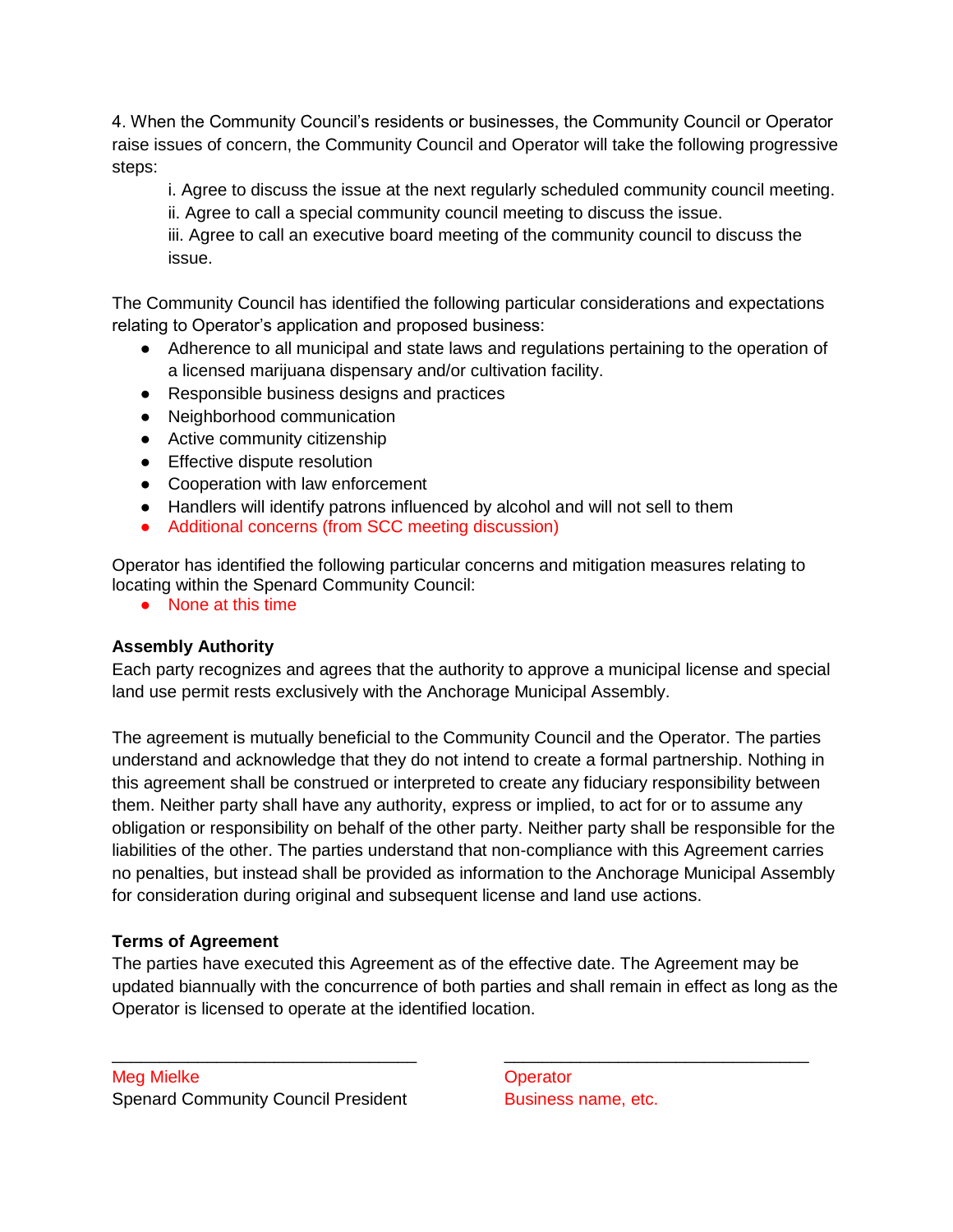4. When the Community Council's residents or businesses, the Community Council or Operator raise issues of concern, the Community Council and Operator will take the following progressive steps:

i. Agree to discuss the issue at the next regularly scheduled community council meeting.
ii. Agree to call a special community council meeting to discuss the issue.
iii. Agree to call an executive board meeting of the community council to discuss the issue.

The Community Council has identified the following particular considerations and expectations relating to Operator's application and proposed business:

- Adherence to all municipal and state laws and regulations pertaining to the operation of a licensed marijuana dispensary and/or cultivation facility.
- Responsible business designs and practices
- Neighborhood communication
- Active community citizenship
- Effective dispute resolution
- Cooperation with law enforcement
- Handlers will identify patrons influenced by alcohol and will not sell to them
- Additional concerns (from SCC meeting discussion)

Operator has identified the following particular concerns and mitigation measures relating to locating within the Spenard Community Council:

- None at this time

**Assembly Authority**
Each party recognizes and agrees that the authority to approve a municipal license and special land use permit rests exclusively with the Anchorage Municipal Assembly.

The agreement is mutually beneficial to the Community Council and the Operator. The parties understand and acknowledge that they do not intend to create a formal partnership. Nothing in this agreement shall be construed or interpreted to create any fiduciary responsibility between them. Neither party shall have any authority, express or implied, to act for or to assume any obligation or responsibility on behalf of the other party. Neither party shall be responsible for the liabilities of the other. The parties understand that non-compliance with this Agreement carries no penalties, but instead shall be provided as information to the Anchorage Municipal Assembly for consideration during original and subsequent license and land use actions.

**Terms of Agreement**
The parties have executed this Agreement as of the effective date. The Agreement may be updated biannually with the concurrence of both parties and shall remain in effect as long as the Operator is licensed to operate at the identified location.

\_\_\_\_\_\_\_\_\_\_\_\_\_\_\_\_\_\_\_\_\_\_\_\_\_\_\_\_\_\_\_\_
Meg Mielke
Spenard Community Council President

\_\_\_\_\_\_\_\_\_\_\_\_\_\_\_\_\_\_\_\_\_\_\_\_\_\_\_\_\_\_\_\_
Operator
Business name, etc.